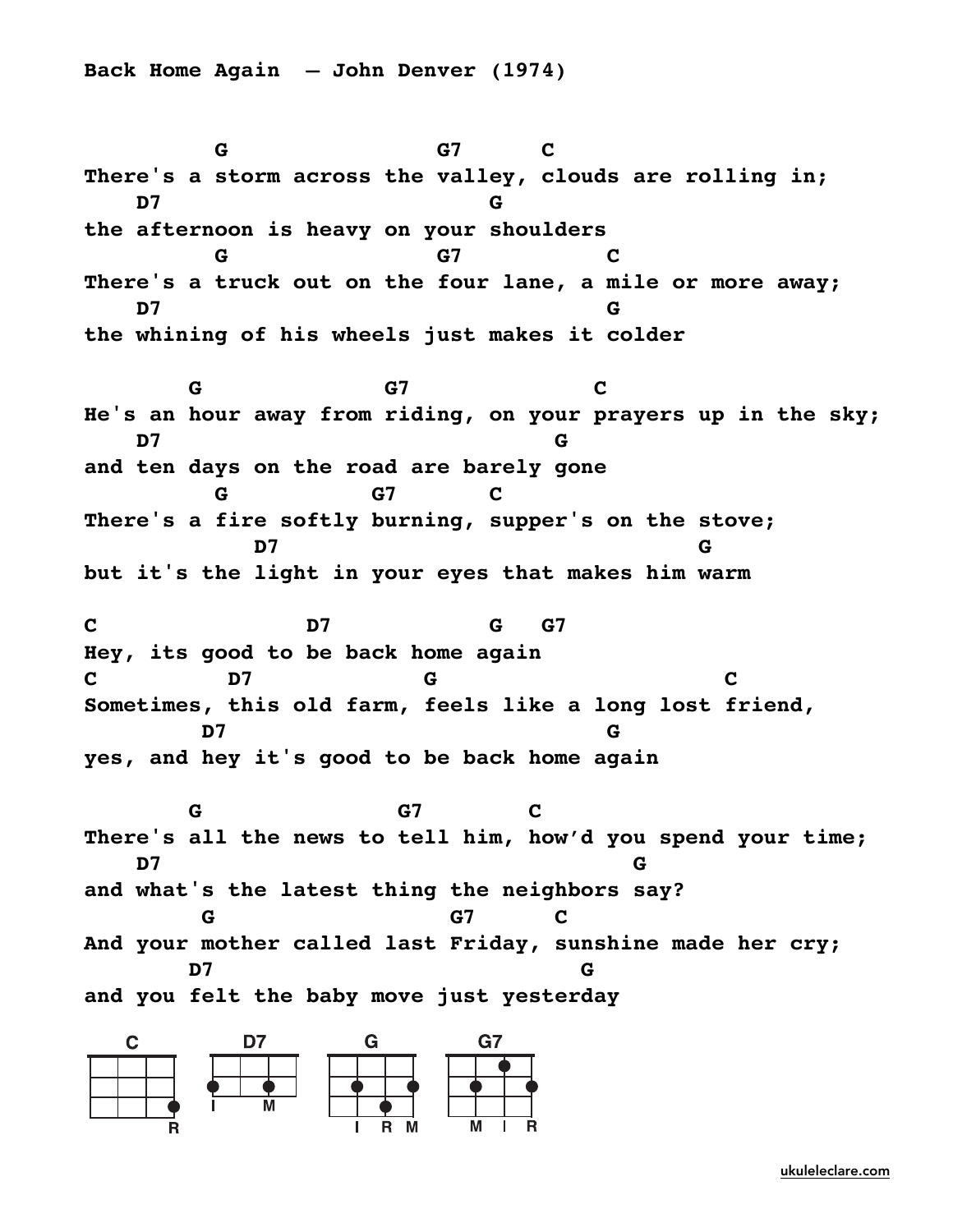**Back Home Again – John Denver (1974)**

```
          G                 G7      C
There's a storm across the valley, clouds are rolling in;
    D7                          G
the afternoon is heavy on your shoulders
          G                 G7           C
There's a truck out on the four lane, a mile or more away;
    D7                                   G
the whining of his wheels just makes it colder

        G              G7              C
He's an hour away from riding, on your prayers up in the sky;
    D7                                G
and ten days on the road are barely gone
          G           G7       C
There's a fire softly burning, supper's on the stove;
             D7                                  G
but it's the light in your eyes that makes him warm

C                D7            G   G7
Hey, its good to be back home again
C          D7           G                     C
Sometimes, this old farm, feels like a long lost friend,
         D7                             G
yes, and hey it's good to be back home again

        G               G7        C
There's all the news to tell him, how'd you spend your time;
    D7                                      G
and what's the latest thing the neighbors say?
         G                 G7      C
And your mother called last Friday, sunshine made her cry;
       D7                              G
and you felt the baby move just yesterday
```

C, D7, G, G7

ukuleleclare.com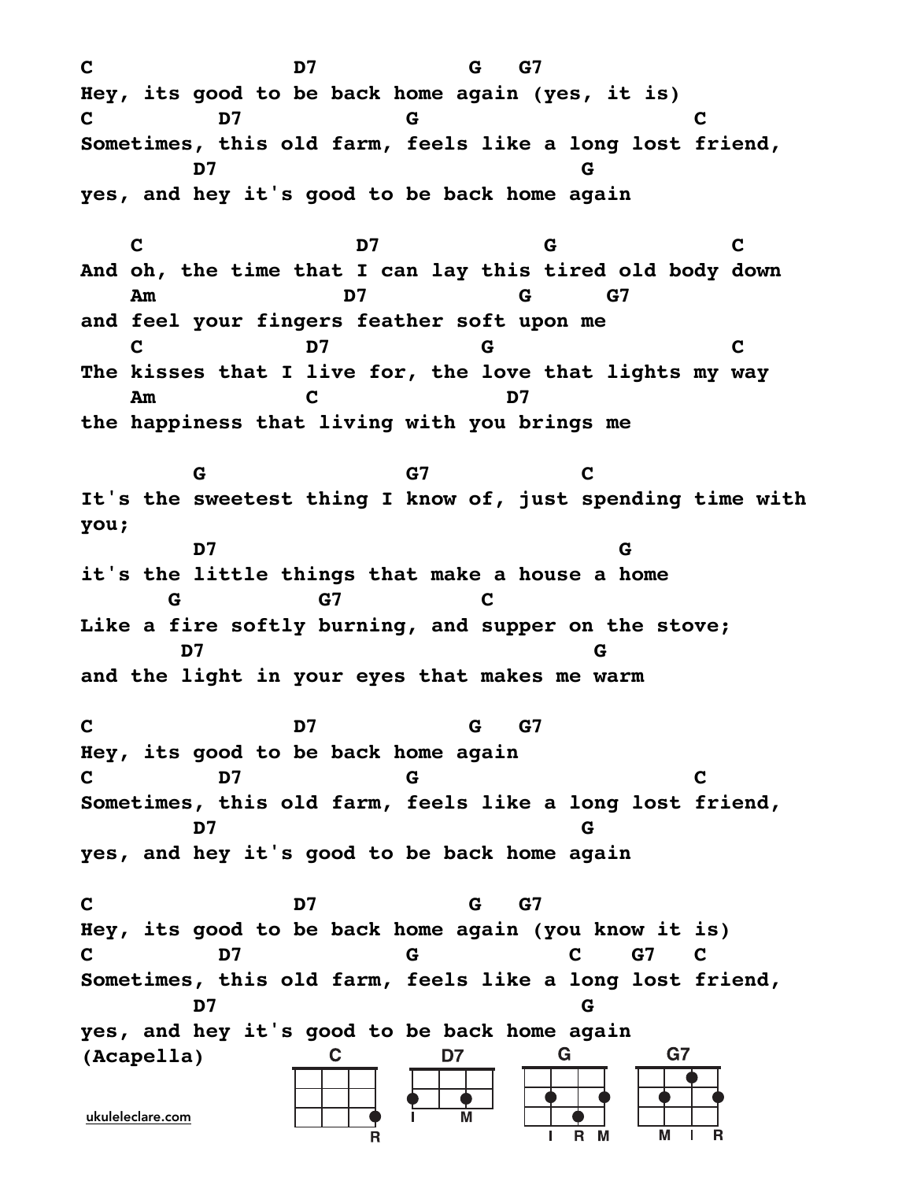```
C                D7            G   G7
Hey, its good to be back home again (yes, it is)
C          D7            G                   C
Sometimes, this old farm, feels like a long lost friend,
        D7                               G
yes, and hey it's good to be back home again

   C                D7            G             C
And oh, the time that I can lay this tired old body down
   Am              D7            G      G7
and feel your fingers feather soft upon me
   C             D7            G                 C
The kisses that I live for, the love that lights my way
   Am           C                D7
the happiness that living with you brings me

        G                G7           C
It's the sweetest thing I know of, just spending time with
you;
        D7                                 G
it's the little things that make a house a home
      G           G7           C
Like a fire softly burning, and supper on the stove;
       D7                                G
and the light in your eyes that makes me warm

C                D7            G   G7
Hey, its good to be back home again
C          D7            G                   C
Sometimes, this old farm, feels like a long lost friend,
        D7                               G
yes, and hey it's good to be back home again

C                D7            G   G7
Hey, its good to be back home again (you know it is)
C          D7            G           C    G7   C
Sometimes, this old farm, feels like a long lost friend,
        D7                               G
yes, and hey it's good to be back home again
(Acapella)
```

C D7 G G7

R I M I R M M I R

ukuleleclare.com